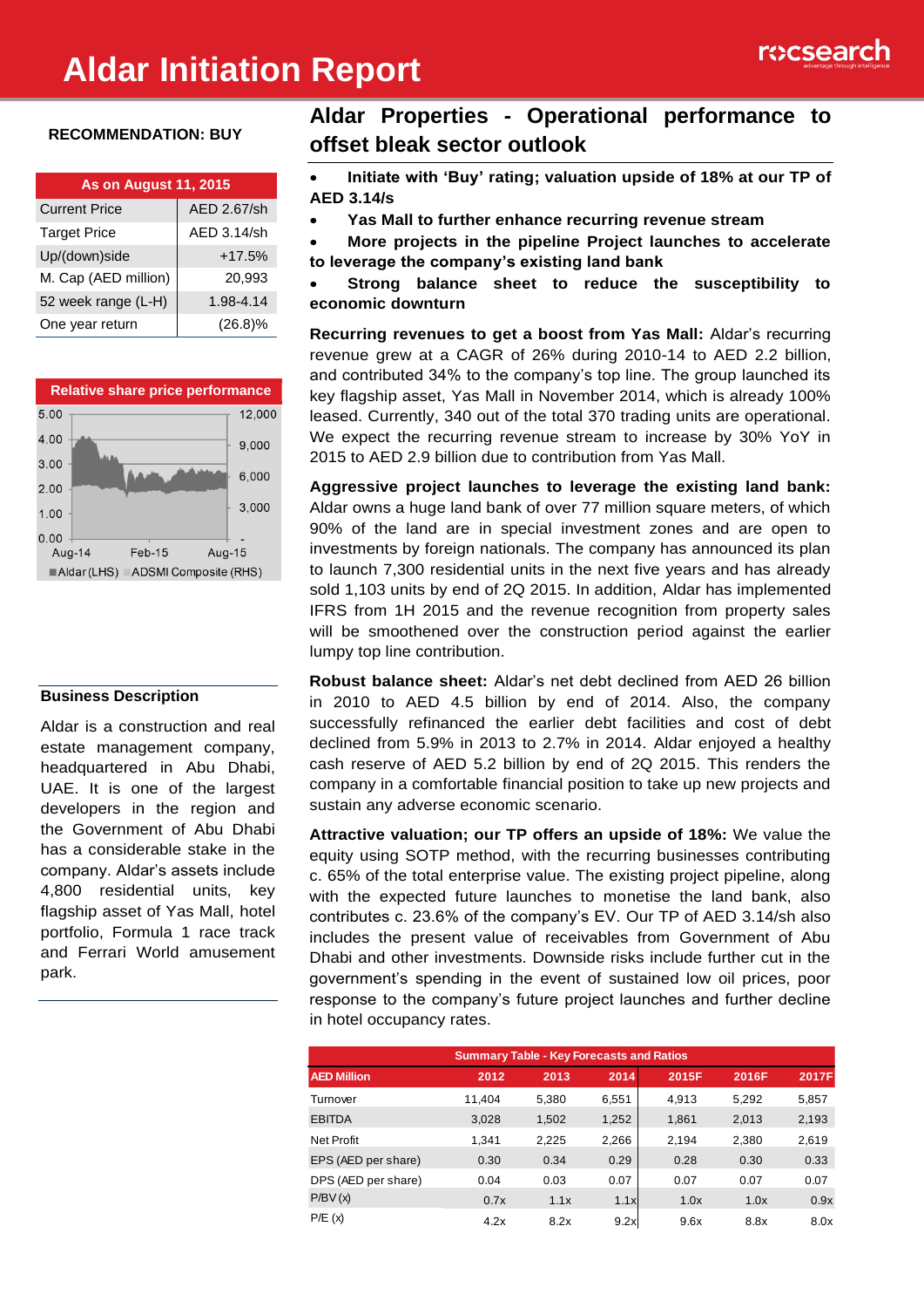# Aldar Initiation Report

**RECOMMENDATION: BUY**

| As on August 11, 2015 | |
|---|---|
| Current Price | AED 2.67/sh |
| Target Price | AED 3.14/sh |
| Up/(down)side | +17.5% |
| M. Cap (AED million) | 20,993 |
| 52 week range (L-H) | 1.98-4.14 |
| One year return | (26.8)% |

**Relative share price performance**

Aldar (LHS) ADSMI Composite (RHS)

### Business Description

Aldar is a construction and real estate management company, headquartered in Abu Dhabi, UAE. It is one of the largest developers in the region and the Government of Abu Dhabi has a considerable stake in the company. Aldar's assets include 4,800 residential units, key flagship asset of Yas Mall, hotel portfolio, Formula 1 race track and Ferrari World amusement park.

## Aldar Properties - Operational performance to offset bleak sector outlook

- **Initiate with 'Buy' rating; valuation upside of 18% at our TP of AED 3.14/s**
- **Yas Mall to further enhance recurring revenue stream**
- **More projects in the pipeline Project launches to accelerate to leverage the company's existing land bank**
- **Strong balance sheet to reduce the susceptibility to economic downturn**

**Recurring revenues to get a boost from Yas Mall:** Aldar's recurring revenue grew at a CAGR of 26% during 2010-14 to AED 2.2 billion, and contributed 34% to the company's top line. The group launched its key flagship asset, Yas Mall in November 2014, which is already 100% leased. Currently, 340 out of the total 370 trading units are operational. We expect the recurring revenue stream to increase by 30% YoY in 2015 to AED 2.9 billion due to contribution from Yas Mall.

**Aggressive project launches to leverage the existing land bank:** Aldar owns a huge land bank of over 77 million square meters, of which 90% of the land are in special investment zones and are open to investments by foreign nationals. The company has announced its plan to launch 7,300 residential units in the next five years and has already sold 1,103 units by end of 2Q 2015. In addition, Aldar has implemented IFRS from 1H 2015 and the revenue recognition from property sales will be smoothened over the construction period against the earlier lumpy top line contribution.

**Robust balance sheet:** Aldar's net debt declined from AED 26 billion in 2010 to AED 4.5 billion by end of 2014. Also, the company successfully refinanced the earlier debt facilities and cost of debt declined from 5.9% in 2013 to 2.7% in 2014. Aldar enjoyed a healthy cash reserve of AED 5.2 billion by end of 2Q 2015. This renders the company in a comfortable financial position to take up new projects and sustain any adverse economic scenario.

**Attractive valuation; our TP offers an upside of 18%:** We value the equity using SOTP method, with the recurring businesses contributing c. 65% of the total enterprise value. The existing project pipeline, along with the expected future launches to monetise the land bank, also contributes c. 23.6% of the company's EV. Our TP of AED 3.14/sh also includes the present value of receivables from Government of Abu Dhabi and other investments. Downside risks include further cut in the government's spending in the event of sustained low oil prices, poor response to the company's future project launches and further decline in hotel occupancy rates.

**Summary Table - Key Forecasts and Ratios**

| AED Million | 2012 | 2013 | 2014 | 2015F | 2016F | 2017F |
|---|---|---|---|---|---|---|
| Turnover | 11,404 | 5,380 | 6,551 | 4,913 | 5,292 | 5,857 |
| EBITDA | 3,028 | 1,502 | 1,252 | 1,861 | 2,013 | 2,193 |
| Net Profit | 1,341 | 2,225 | 2,266 | 2,194 | 2,380 | 2,619 |
| EPS (AED per share) | 0.30 | 0.34 | 0.29 | 0.28 | 0.30 | 0.33 |
| DPS (AED per share) | 0.04 | 0.03 | 0.07 | 0.07 | 0.07 | 0.07 |
| P/BV (x) | 0.7x | 1.1x | 1.1x | 1.0x | 1.0x | 0.9x |
| P/E (x) | 4.2x | 8.2x | 9.2x | 9.6x | 8.8x | 8.0x |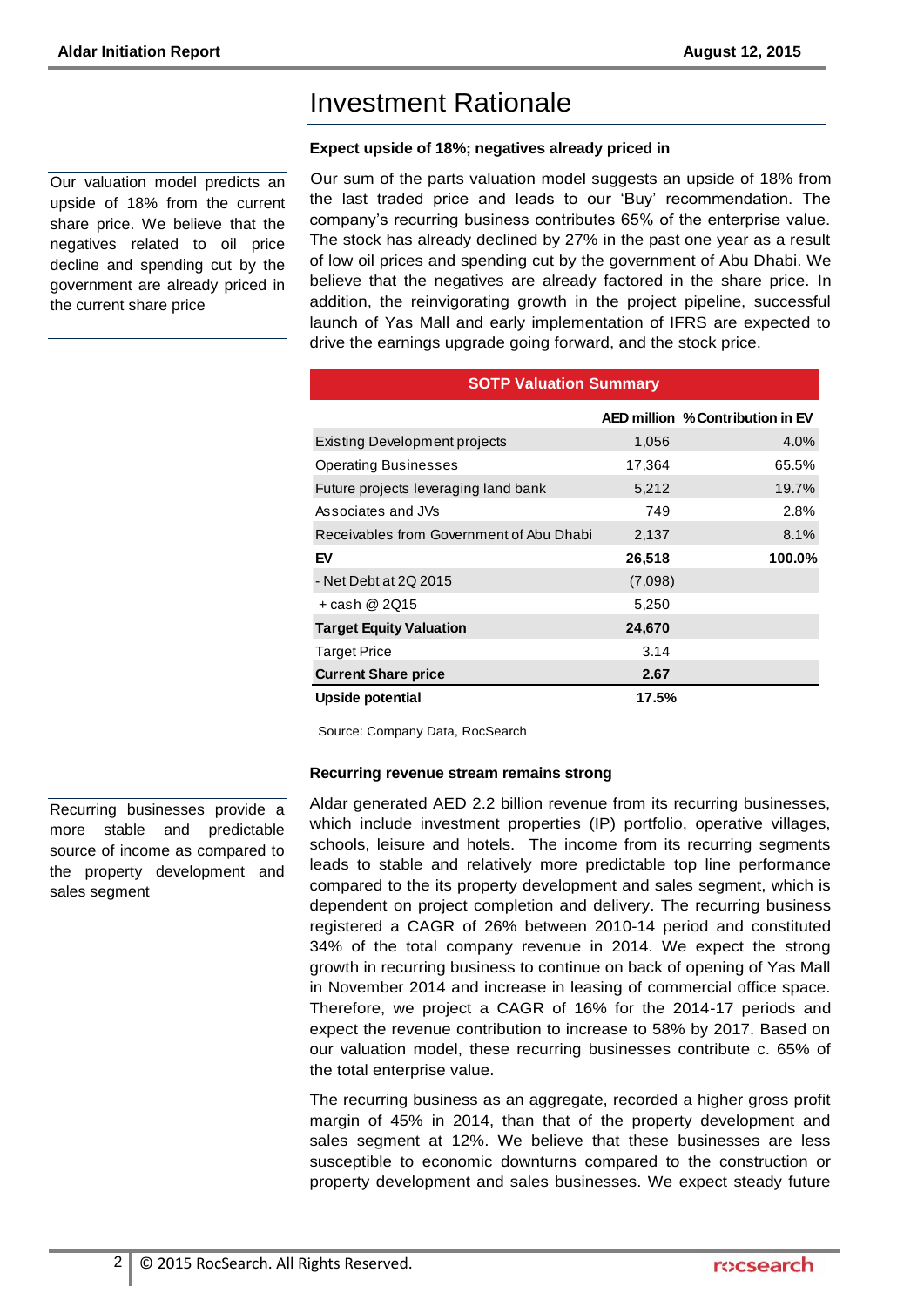# Investment Rationale

**Expect upside of 18%; negatives already priced in**

Our valuation model predicts an upside of 18% from the current share price. We believe that the negatives related to oil price decline and spending cut by the government are already priced in the current share price

Our sum of the parts valuation model suggests an upside of 18% from the last traded price and leads to our 'Buy' recommendation. The company's recurring business contributes 65% of the enterprise value. The stock has already declined by 27% in the past one year as a result of low oil prices and spending cut by the government of Abu Dhabi. We believe that the negatives are already factored in the share price. In addition, the reinvigorating growth in the project pipeline, successful launch of Yas Mall and early implementation of IFRS are expected to drive the earnings upgrade going forward, and the stock price.

**SOTP Valuation Summary**

| | AED million | % Contribution in EV |
|---|---|---|
| Existing Development projects | 1,056 | 4.0% |
| Operating Businesses | 17,364 | 65.5% |
| Future projects leveraging land bank | 5,212 | 19.7% |
| Associates and JVs | 749 | 2.8% |
| Receivables from Government of Abu Dhabi | 2,137 | 8.1% |
| **EV** | **26,518** | **100.0%** |
| - Net Debt at 2Q 2015 | (7,098) | |
| + cash @ 2Q15 | 5,250 | |
| **Target Equity Valuation** | **24,670** | |
| Target Price | 3.14 | |
| **Current Share price** | **2.67** | |
| **Upside potential** | **17.5%** | |

Source: Company Data, RocSearch

**Recurring revenue stream remains strong**

Recurring businesses provide a more stable and predictable source of income as compared to the property development and sales segment

Aldar generated AED 2.2 billion revenue from its recurring businesses, which include investment properties (IP) portfolio, operative villages, schools, leisure and hotels. The income from its recurring segments leads to stable and relatively more predictable top line performance compared to the its property development and sales segment, which is dependent on project completion and delivery. The recurring business registered a CAGR of 26% between 2010-14 period and constituted 34% of the total company revenue in 2014. We expect the strong growth in recurring business to continue on back of opening of Yas Mall in November 2014 and increase in leasing of commercial office space. Therefore, we project a CAGR of 16% for the 2014-17 periods and expect the revenue contribution to increase to 58% by 2017. Based on our valuation model, these recurring businesses contribute c. 65% of the total enterprise value.

The recurring business as an aggregate, recorded a higher gross profit margin of 45% in 2014, than that of the property development and sales segment at 12%. We believe that these businesses are less susceptible to economic downturns compared to the construction or property development and sales businesses. We expect steady future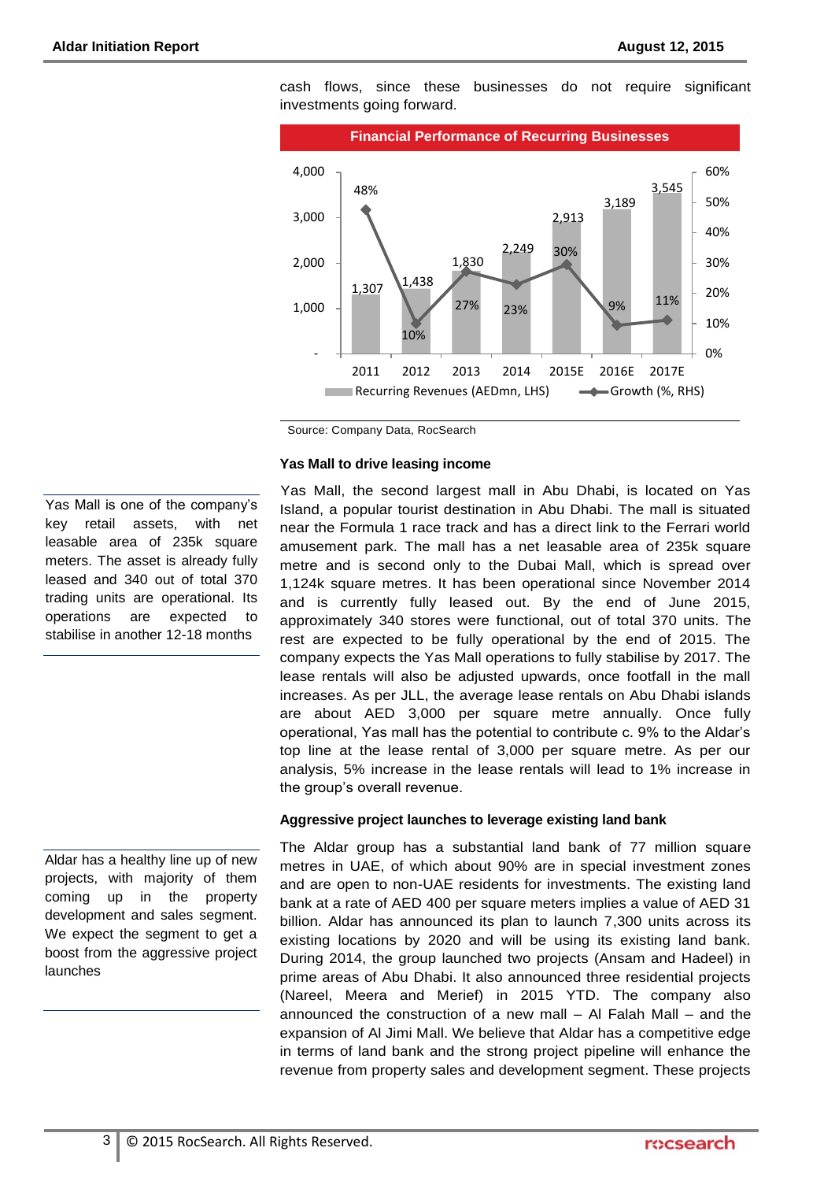cash flows, since these businesses do not require significant investments going forward.

**Financial Performance of Recurring Businesses**

| | 2011 | 2012 | 2013 | 2014 | 2015E | 2016E | 2017E |
|---|---|---|---|---|---|---|---|
| Recurring Revenues (AEDmn, LHS) | 1,307 | 1,438 | 1,830 | 2,249 | 2,913 | 3,189 | 3,545 |
| Growth (%, RHS) | 48% | 10% | 27% | 23% | 30% | 9% | 11% |

Source: Company Data, RocSearch

### Yas Mall to drive leasing income

Yas Mall is one of the company's key retail assets, with net leasable area of 235k square meters. The asset is already fully leased and 340 out of total 370 trading units are operational. Its operations are expected to stabilise in another 12-18 months

Yas Mall, the second largest mall in Abu Dhabi, is located on Yas Island, a popular tourist destination in Abu Dhabi. The mall is situated near the Formula 1 race track and has a direct link to the Ferrari world amusement park. The mall has a net leasable area of 235k square metre and is second only to the Dubai Mall, which is spread over 1,124k square metres. It has been operational since November 2014 and is currently fully leased out. By the end of June 2015, approximately 340 stores were functional, out of total 370 units. The rest are expected to be fully operational by the end of 2015. The company expects the Yas Mall operations to fully stabilise by 2017. The lease rentals will also be adjusted upwards, once footfall in the mall increases. As per JLL, the average lease rentals on Abu Dhabi islands are about AED 3,000 per square metre annually. Once fully operational, Yas mall has the potential to contribute c. 9% to the Aldar's top line at the lease rental of 3,000 per square metre. As per our analysis, 5% increase in the lease rentals will lead to 1% increase in the group's overall revenue.

### Aggressive project launches to leverage existing land bank

Aldar has a healthy line up of new projects, with majority of them coming up in the property development and sales segment. We expect the segment to get a boost from the aggressive project launches

The Aldar group has a substantial land bank of 77 million square metres in UAE, of which about 90% are in special investment zones and are open to non-UAE residents for investments. The existing land bank at a rate of AED 400 per square meters implies a value of AED 31 billion. Aldar has announced its plan to launch 7,300 units across its existing locations by 2020 and will be using its existing land bank. During 2014, the group launched two projects (Ansam and Hadeel) in prime areas of Abu Dhabi. It also announced three residential projects (Nareel, Meera and Merief) in 2015 YTD. The company also announced the construction of a new mall – Al Falah Mall – and the expansion of Al Jimi Mall. We believe that Aldar has a competitive edge in terms of land bank and the strong project pipeline will enhance the revenue from property sales and development segment. These projects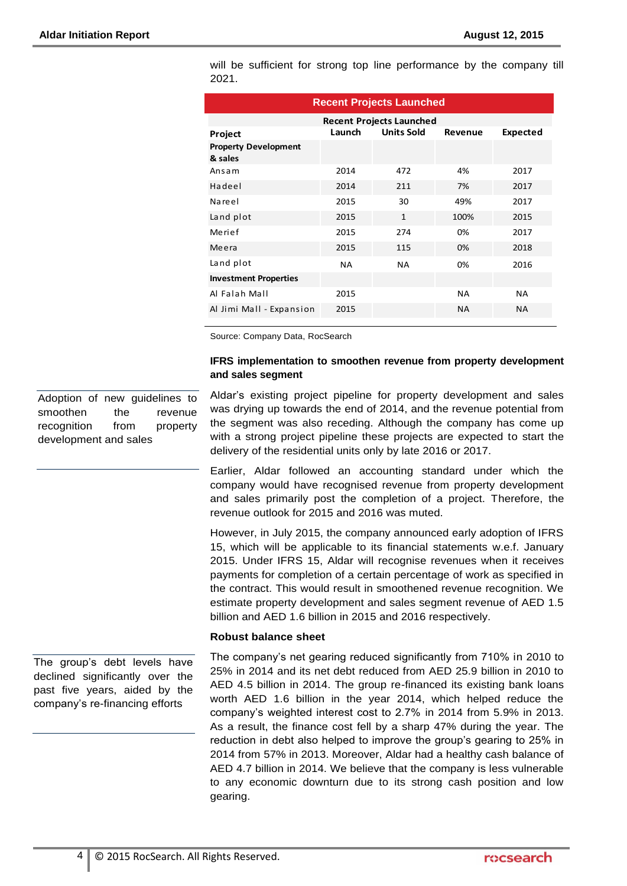will be sufficient for strong top line performance by the company till 2021.

**Recent Projects Launched**

| Project | Launch | Units Sold | Revenue | Expected |
|---|---|---|---|---|
| **Property Development & sales** | | | | |
| Ansam | 2014 | 472 | 4% | 2017 |
| Hadeel | 2014 | 211 | 7% | 2017 |
| Nareel | 2015 | 30 | 49% | 2017 |
| Land plot | 2015 | 1 | 100% | 2015 |
| Merief | 2015 | 274 | 0% | 2017 |
| Meera | 2015 | 115 | 0% | 2018 |
| Land plot | NA | NA | 0% | 2016 |
| **Investment Properties** | | | | |
| Al Falah Mall | 2015 | | NA | NA |
| Al Jimi Mall - Expansion | 2015 | | NA | NA |

Source: Company Data, RocSearch

### IFRS implementation to smoothen revenue from property development and sales segment

Adoption of new guidelines to smoothen the revenue recognition from property development and sales

Aldar's existing project pipeline for property development and sales was drying up towards the end of 2014, and the revenue potential from the segment was also receding. Although the company has come up with a strong project pipeline these projects are expected to start the delivery of the residential units only by late 2016 or 2017.

Earlier, Aldar followed an accounting standard under which the company would have recognised revenue from property development and sales primarily post the completion of a project. Therefore, the revenue outlook for 2015 and 2016 was muted.

However, in July 2015, the company announced early adoption of IFRS 15, which will be applicable to its financial statements w.e.f. January 2015. Under IFRS 15, Aldar will recognise revenues when it receives payments for completion of a certain percentage of work as specified in the contract. This would result in smoothened revenue recognition. We estimate property development and sales segment revenue of AED 1.5 billion and AED 1.6 billion in 2015 and 2016 respectively.

### Robust balance sheet

The group's debt levels have declined significantly over the past five years, aided by the company's re-financing efforts

The company's net gearing reduced significantly from 710% in 2010 to 25% in 2014 and its net debt reduced from AED 25.9 billion in 2010 to AED 4.5 billion in 2014. The group re-financed its existing bank loans worth AED 1.6 billion in the year 2014, which helped reduce the company's weighted interest cost to 2.7% in 2014 from 5.9% in 2013. As a result, the finance cost fell by a sharp 47% during the year. The reduction in debt also helped to improve the group's gearing to 25% in 2014 from 57% in 2013. Moreover, Aldar had a healthy cash balance of AED 4.7 billion in 2014. We believe that the company is less vulnerable to any economic downturn due to its strong cash position and low gearing.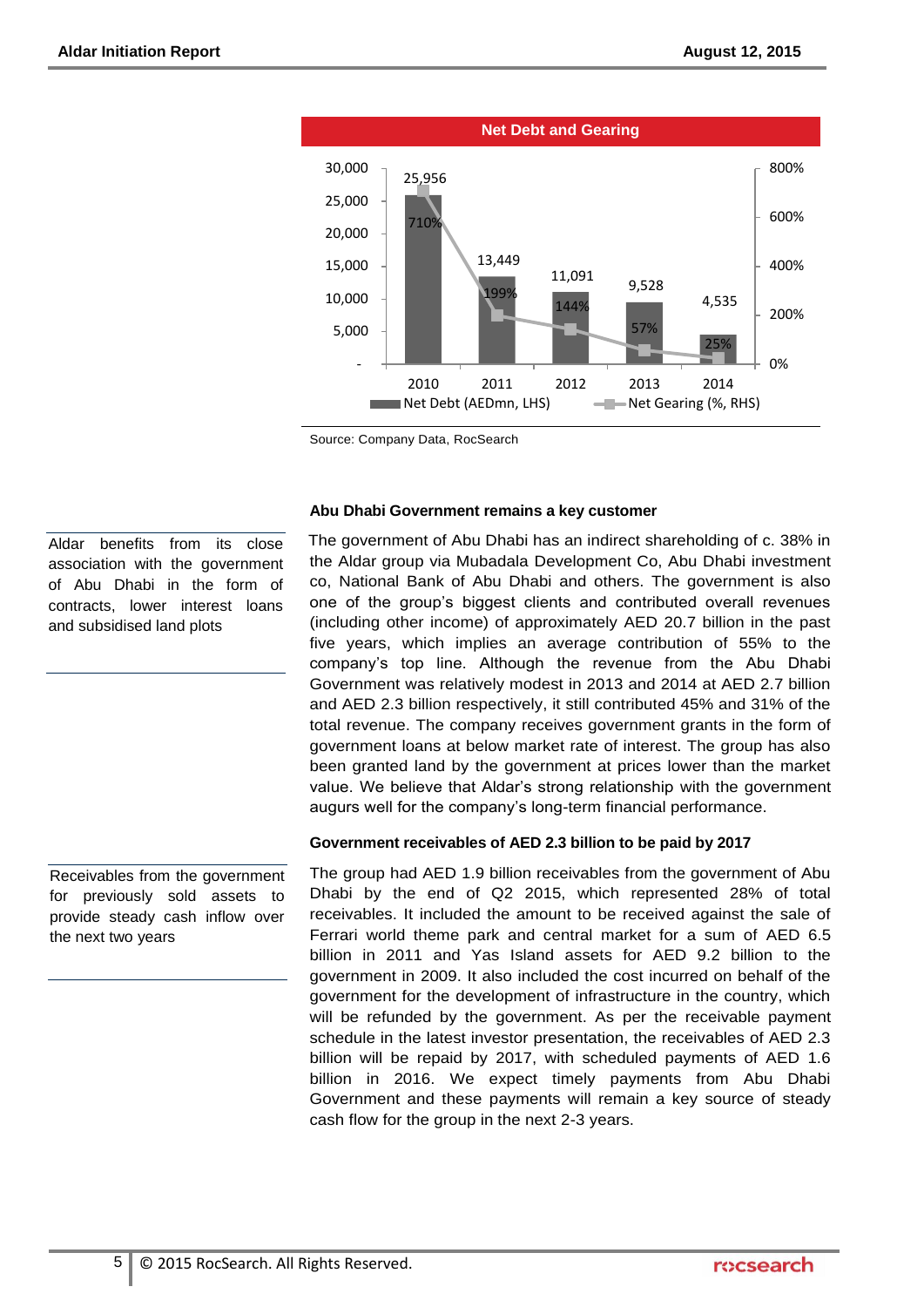**Net Debt and Gearing**

| | 2010 | 2011 | 2012 | 2013 | 2014 |
|---|---|---|---|---|---|
| Net Debt (AEDmn, LHS) | 25,956 | 13,449 | 11,091 | 9,528 | 4,535 |
| Net Gearing (%, RHS) | 710% | 199% | 144% | 57% | 25% |

Source: Company Data, RocSearch

### Abu Dhabi Government remains a key customer

Aldar benefits from its close association with the government of Abu Dhabi in the form of contracts, lower interest loans and subsidised land plots

The government of Abu Dhabi has an indirect shareholding of c. 38% in the Aldar group via Mubadala Development Co, Abu Dhabi investment co, National Bank of Abu Dhabi and others. The government is also one of the group's biggest clients and contributed overall revenues (including other income) of approximately AED 20.7 billion in the past five years, which implies an average contribution of 55% to the company's top line. Although the revenue from the Abu Dhabi Government was relatively modest in 2013 and 2014 at AED 2.7 billion and AED 2.3 billion respectively, it still contributed 45% and 31% of the total revenue. The company receives government grants in the form of government loans at below market rate of interest. The group has also been granted land by the government at prices lower than the market value. We believe that Aldar's strong relationship with the government augurs well for the company's long-term financial performance.

### Government receivables of AED 2.3 billion to be paid by 2017

Receivables from the government for previously sold assets to provide steady cash inflow over the next two years

The group had AED 1.9 billion receivables from the government of Abu Dhabi by the end of Q2 2015, which represented 28% of total receivables. It included the amount to be received against the sale of Ferrari world theme park and central market for a sum of AED 6.5 billion in 2011 and Yas Island assets for AED 9.2 billion to the government in 2009. It also included the cost incurred on behalf of the government for the development of infrastructure in the country, which will be refunded by the government. As per the receivable payment schedule in the latest investor presentation, the receivables of AED 2.3 billion will be repaid by 2017, with scheduled payments of AED 1.6 billion in 2016. We expect timely payments from Abu Dhabi Government and these payments will remain a key source of steady cash flow for the group in the next 2-3 years.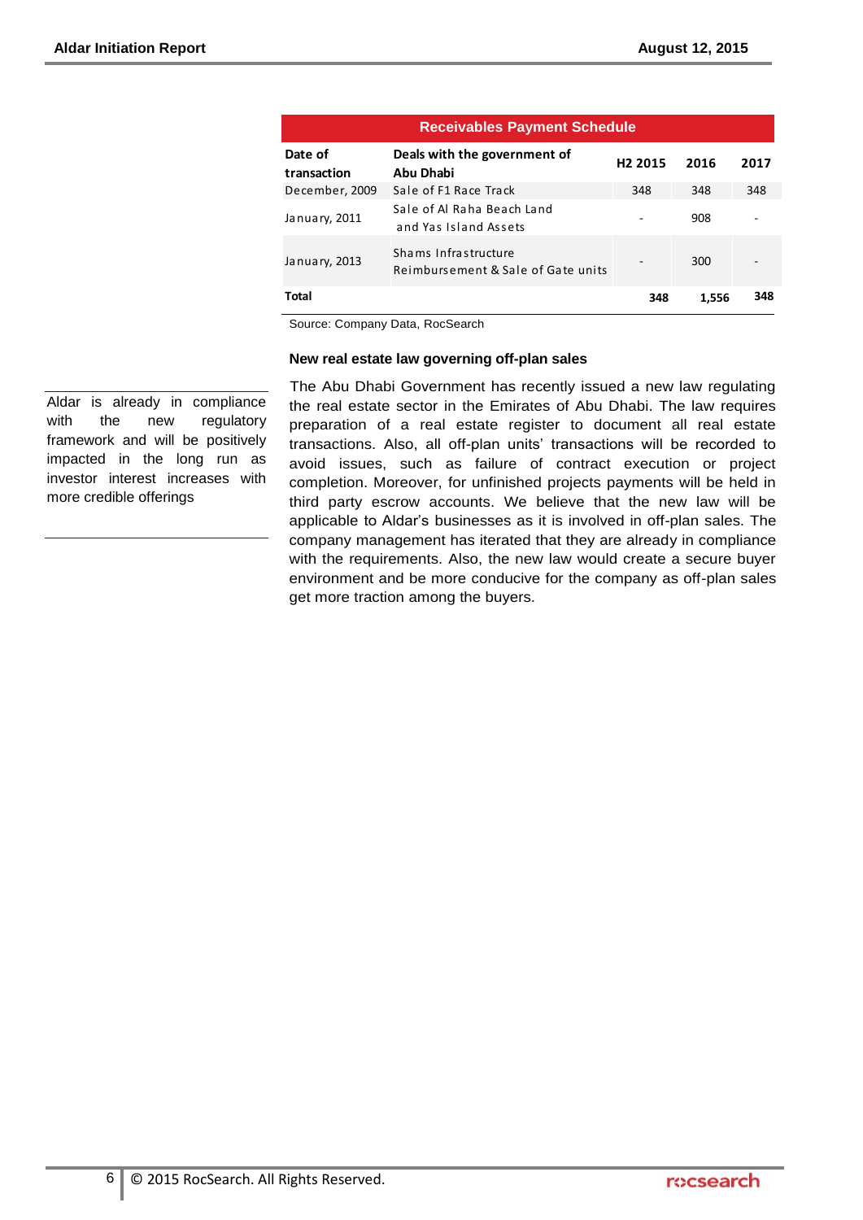**Receivables Payment Schedule**

| Date of transaction | Deals with the government of Abu Dhabi | H2 2015 | 2016 | 2017 |
|---|---|---|---|---|
| December, 2009 | Sale of F1 Race Track | 348 | 348 | 348 |
| January, 2011 | Sale of Al Raha Beach Land and Yas Island Assets | - | 908 | - |
| January, 2013 | Shams Infrastructure Reimbursement & Sale of Gate units | - | 300 | - |
| **Total** | | **348** | **1,556** | **348** |

Source: Company Data, RocSearch

### New real estate law governing off-plan sales

Aldar is already in compliance with the new regulatory framework and will be positively impacted in the long run as investor interest increases with more credible offerings

The Abu Dhabi Government has recently issued a new law regulating the real estate sector in the Emirates of Abu Dhabi. The law requires preparation of a real estate register to document all real estate transactions. Also, all off-plan units' transactions will be recorded to avoid issues, such as failure of contract execution or project completion. Moreover, for unfinished projects payments will be held in third party escrow accounts. We believe that the new law will be applicable to Aldar's businesses as it is involved in off-plan sales. The company management has iterated that they are already in compliance with the requirements. Also, the new law would create a secure buyer environment and be more conducive for the company as off-plan sales get more traction among the buyers.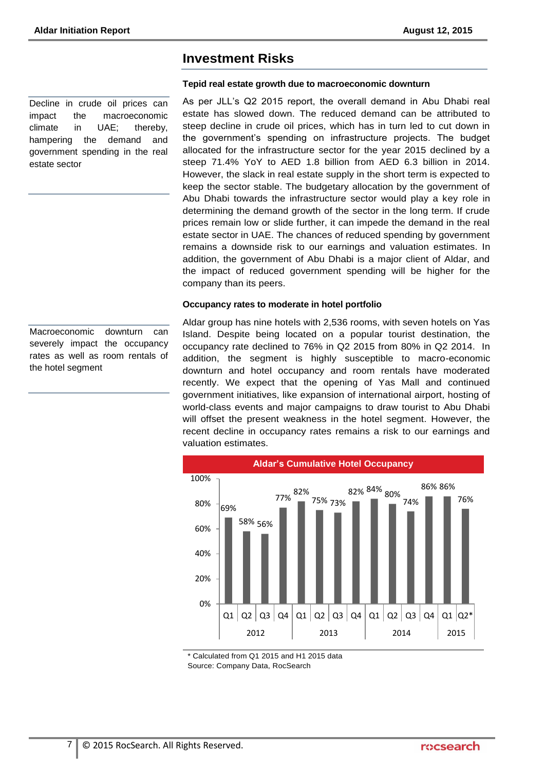## Investment Risks

### Tepid real estate growth due to macroeconomic downturn

Decline in crude oil prices can impact the macroeconomic climate in UAE; thereby, hampering the demand and government spending in the real estate sector

As per JLL's Q2 2015 report, the overall demand in Abu Dhabi real estate has slowed down. The reduced demand can be attributed to steep decline in crude oil prices, which has in turn led to cut down in the government's spending on infrastructure projects. The budget allocated for the infrastructure sector for the year 2015 declined by a steep 71.4% YoY to AED 1.8 billion from AED 6.3 billion in 2014. However, the slack in real estate supply in the short term is expected to keep the sector stable. The budgetary allocation by the government of Abu Dhabi towards the infrastructure sector would play a key role in determining the demand growth of the sector in the long term. If crude prices remain low or slide further, it can impede the demand in the real estate sector in UAE. The chances of reduced spending by government remains a downside risk to our earnings and valuation estimates. In addition, the government of Abu Dhabi is a major client of Aldar, and the impact of reduced government spending will be higher for the company than its peers.

### Occupancy rates to moderate in hotel portfolio

Macroeconomic downturn can severely impact the occupancy rates as well as room rentals of the hotel segment

Aldar group has nine hotels with 2,536 rooms, with seven hotels on Yas Island. Despite being located on a popular tourist destination, the occupancy rate declined to 76% in Q2 2015 from 80% in Q2 2014. In addition, the segment is highly susceptible to macro-economic downturn and hotel occupancy and room rentals have moderated recently. We expect that the opening of Yas Mall and continued government initiatives, like expansion of international airport, hosting of world-class events and major campaigns to draw tourist to Abu Dhabi will offset the present weakness in the hotel segment. However, the recent decline in occupancy rates remains a risk to our earnings and valuation estimates.

**Aldar's Cumulative Hotel Occupancy**

| Year | Quarter | Occupancy |
|---|---|---|
| 2012 | Q1 | 69% |
| 2012 | Q2 | 58% |
| 2012 | Q3 | 56% |
| 2012 | Q4 | 77% |
| 2013 | Q1 | 82% |
| 2013 | Q2 | 75% |
| 2013 | Q3 | 73% |
| 2013 | Q4 | 82% |
| 2014 | Q1 | 84% |
| 2014 | Q2 | 80% |
| 2014 | Q3 | 74% |
| 2014 | Q4 | 86% |
| 2015 | Q1 | 86% |
| 2015 | Q2* | 76% |

\* Calculated from Q1 2015 and H1 2015 data

Source: Company Data, RocSearch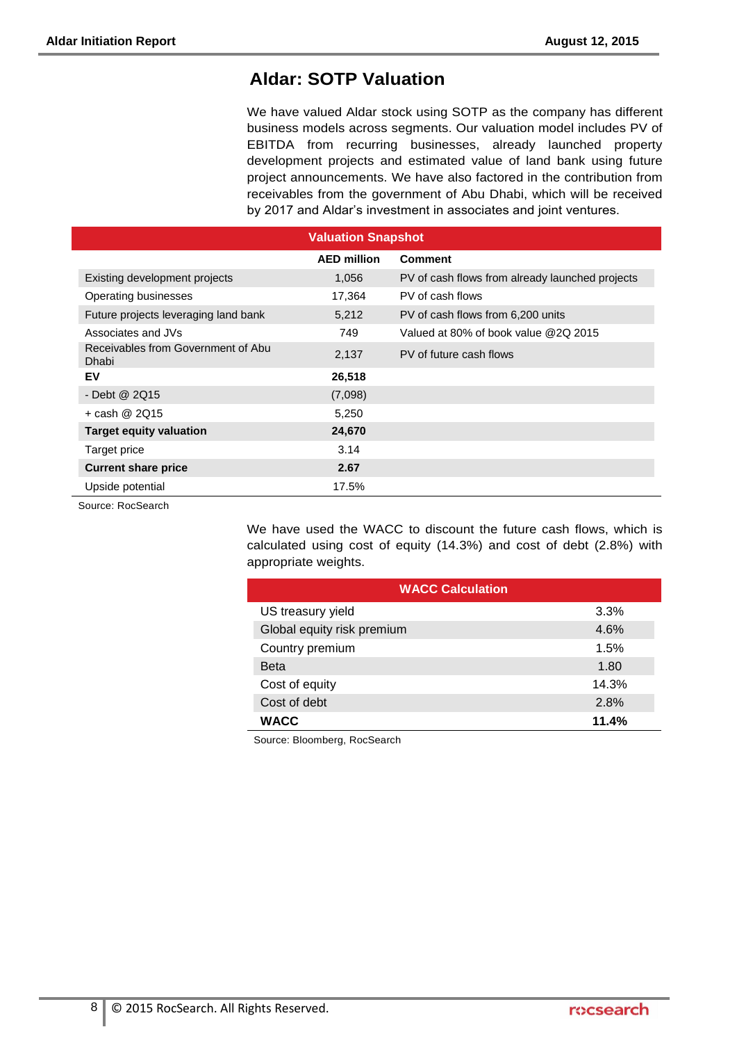# Aldar: SOTP Valuation

We have valued Aldar stock using SOTP as the company has different business models across segments. Our valuation model includes PV of EBITDA from recurring businesses, already launched property development projects and estimated value of land bank using future project announcements. We have also factored in the contribution from receivables from the government of Abu Dhabi, which will be received by 2017 and Aldar's investment in associates and joint ventures.

**Valuation Snapshot**

| | AED million | Comment |
|---|---|---|
| Existing development projects | 1,056 | PV of cash flows from already launched projects |
| Operating businesses | 17,364 | PV of cash flows |
| Future projects leveraging land bank | 5,212 | PV of cash flows from 6,200 units |
| Associates and JVs | 749 | Valued at 80% of book value @2Q 2015 |
| Receivables from Government of Abu Dhabi | 2,137 | PV of future cash flows |
| **EV** | **26,518** | |
| - Debt @ 2Q15 | (7,098) | |
| + cash @ 2Q15 | 5,250 | |
| **Target equity valuation** | **24,670** | |
| Target price | 3.14 | |
| **Current share price** | **2.67** | |
| Upside potential | 17.5% | |

Source: RocSearch

We have used the WACC to discount the future cash flows, which is calculated using cost of equity (14.3%) and cost of debt (2.8%) with appropriate weights.

**WACC Calculation**

| | |
|---|---|
| US treasury yield | 3.3% |
| Global equity risk premium | 4.6% |
| Country premium | 1.5% |
| Beta | 1.80 |
| Cost of equity | 14.3% |
| Cost of debt | 2.8% |
| **WACC** | **11.4%** |

Source: Bloomberg, RocSearch